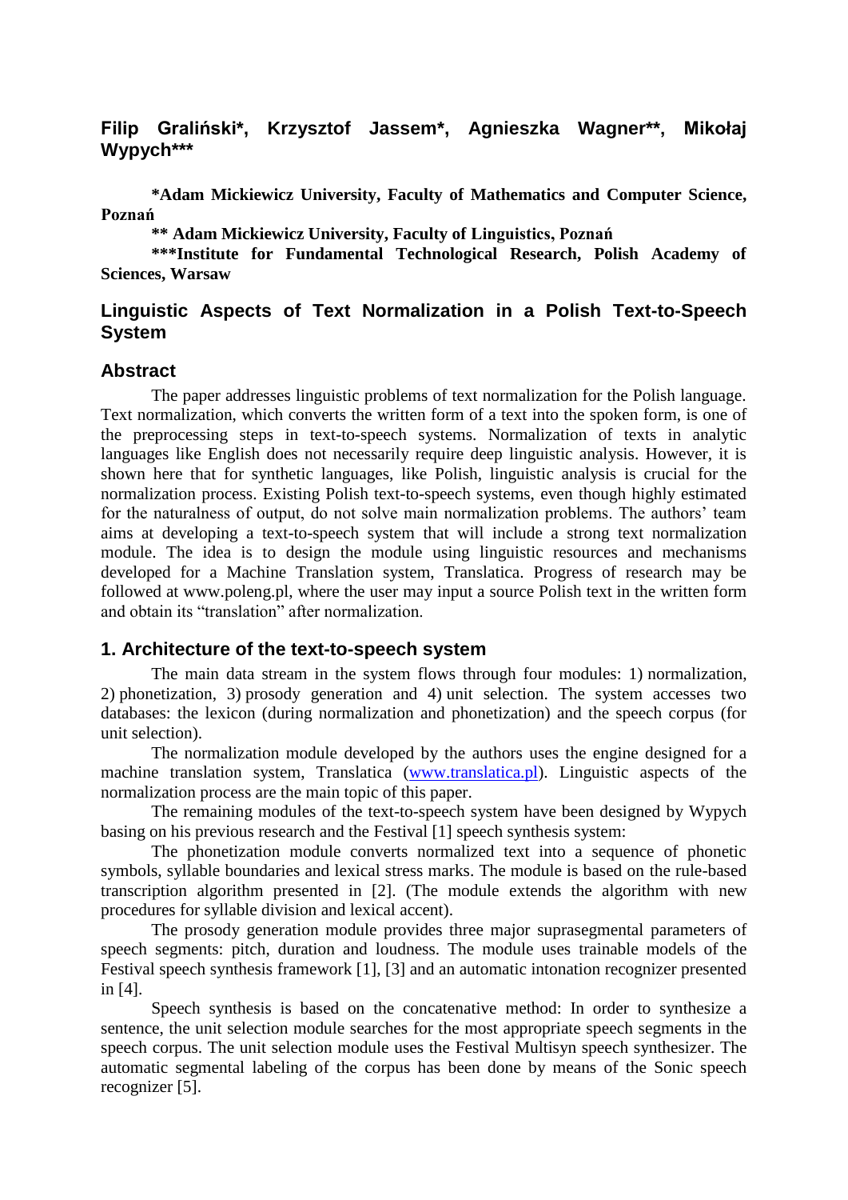**Filip Graliński\*, Krzysztof Jassem\*, Agnieszka Wagner\*\*, Mikołaj Wypych\*\*\***

**\*Adam Mickiewicz University, Faculty of Mathematics and Computer Science, Poznań**

**\*\* Adam Mickiewicz University, Faculty of Linguistics, Poznań**

**\*\*\*Institute for Fundamental Technological Research, Polish Academy of Sciences, Warsaw**

# Linguistic Aspects of Text Normalization in a Polish Text-to-Speech System

## Abstract

The paper addresses linguistic problems of text normalization for the Polish language. Text normalization, which converts the written form of a text into the spoken form, is one of the preprocessing steps in text-to-speech systems. Normalization of texts in analytic languages like English does not necessarily require deep linguistic analysis. However, it is shown here that for synthetic languages, like Polish, linguistic analysis is crucial for the normalization process. Existing Polish text-to-speech systems, even though highly estimated for the naturalness of output, do not solve main normalization problems. The authors' team aims at developing a text-to-speech system that will include a strong text normalization module. The idea is to design the module using linguistic resources and mechanisms developed for a Machine Translation system, Translatica. Progress of research may be followed at www.poleng.pl, where the user may input a source Polish text in the written form and obtain its "translation" after normalization.

## 1. Architecture of the text-to-speech system

The main data stream in the system flows through four modules: 1) normalization, 2) phonetization, 3) prosody generation and 4) unit selection. The system accesses two databases: the lexicon (during normalization and phonetization) and the speech corpus (for unit selection).

The normalization module developed by the authors uses the engine designed for a machine translation system, Translatica (www.translatica.pl). Linguistic aspects of the normalization process are the main topic of this paper.

The remaining modules of the text-to-speech system have been designed by Wypych basing on his previous research and the Festival [1] speech synthesis system:

The phonetization module converts normalized text into a sequence of phonetic symbols, syllable boundaries and lexical stress marks. The module is based on the rule-based transcription algorithm presented in [2]. (The module extends the algorithm with new procedures for syllable division and lexical accent).

The prosody generation module provides three major suprasegmental parameters of speech segments: pitch, duration and loudness. The module uses trainable models of the Festival speech synthesis framework [1], [3] and an automatic intonation recognizer presented in [4].

Speech synthesis is based on the concatenative method: In order to synthesize a sentence, the unit selection module searches for the most appropriate speech segments in the speech corpus. The unit selection module uses the Festival Multisyn speech synthesizer. The automatic segmental labeling of the corpus has been done by means of the Sonic speech recognizer [5].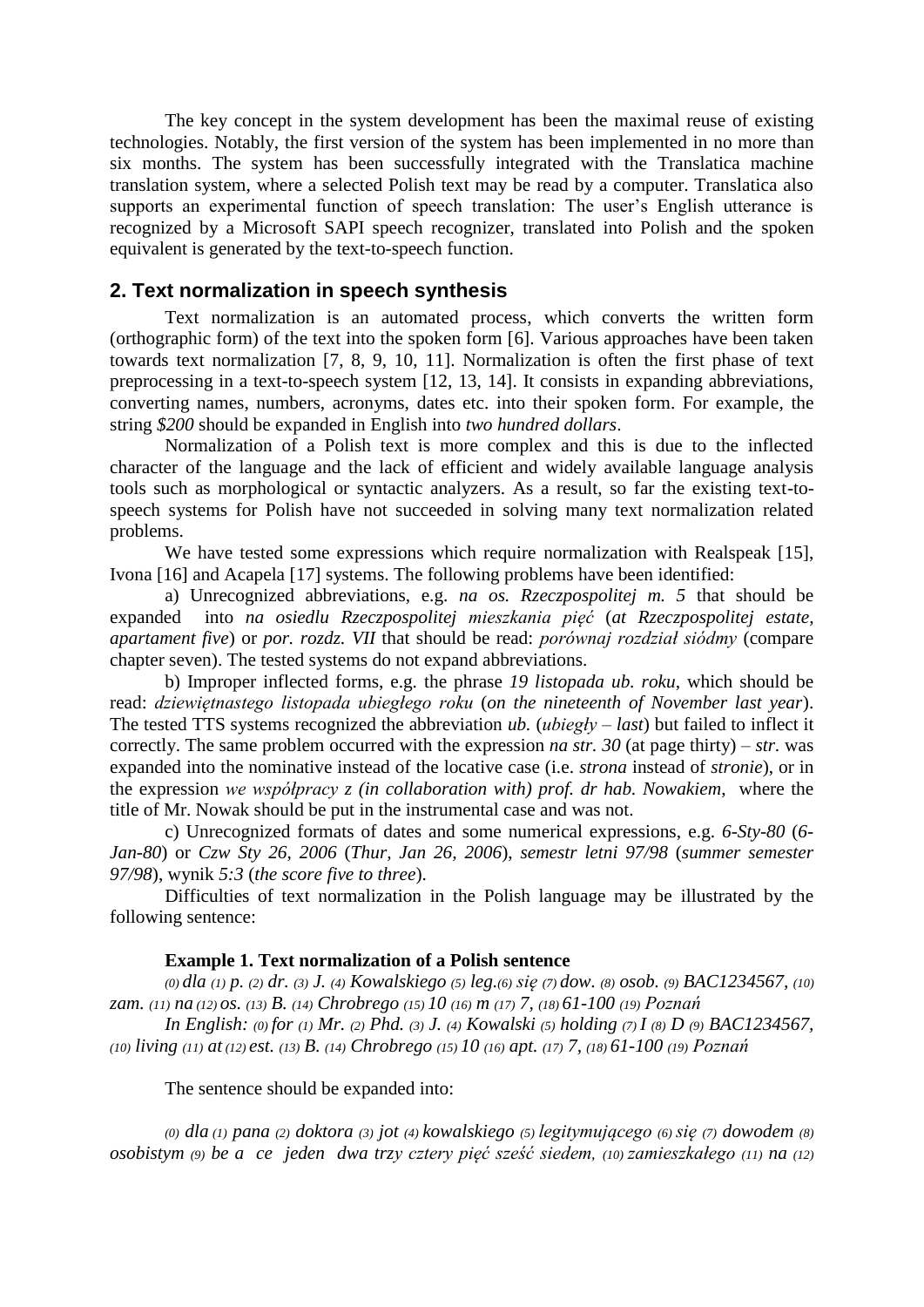The key concept in the system development has been the maximal reuse of existing technologies. Notably, the first version of the system has been implemented in no more than six months. The system has been successfully integrated with the Translatica machine translation system, where a selected Polish text may be read by a computer. Translatica also supports an experimental function of speech translation: The user's English utterance is recognized by a Microsoft SAPI speech recognizer, translated into Polish and the spoken equivalent is generated by the text-to-speech function.

## 2. Text normalization in speech synthesis

Text normalization is an automated process, which converts the written form (orthographic form) of the text into the spoken form [6]. Various approaches have been taken towards text normalization [7, 8, 9, 10, 11]. Normalization is often the first phase of text preprocessing in a text-to-speech system [12, 13, 14]. It consists in expanding abbreviations, converting names, numbers, acronyms, dates etc. into their spoken form. For example, the string *$200* should be expanded in English into *two hundred dollars*.

Normalization of a Polish text is more complex and this is due to the inflected character of the language and the lack of efficient and widely available language analysis tools such as morphological or syntactic analyzers. As a result, so far the existing text-to-speech systems for Polish have not succeeded in solving many text normalization related problems.

We have tested some expressions which require normalization with Realspeak [15], Ivona [16] and Acapela [17] systems. The following problems have been identified:

a) Unrecognized abbreviations, e.g. *na os. Rzeczpospolitej m. 5* that should be expanded into *na osiedlu Rzeczpospolitej mieszkania pięć* (*at Rzeczpospolitej estate, apartament five*) or *por. rozdz. VII* that should be read: *porównaj rozdział siódmy* (compare chapter seven). The tested systems do not expand abbreviations.

b) Improper inflected forms, e.g. the phrase *19 listopada ub. roku*, which should be read: *dziewiętnastego listopada ubiegłego roku* (*on the nineteenth of November last year*). The tested TTS systems recognized the abbreviation *ub.* (*ubiegły – last*) but failed to inflect it correctly. The same problem occurred with the expression *na str. 30* (at page thirty) – *str.* was expanded into the nominative instead of the locative case (i.e. *strona* instead of *stronie*), or in the expression *we współpracy z (in collaboration with) prof. dr hab. Nowakiem*, where the title of Mr. Nowak should be put in the instrumental case and was not.

c) Unrecognized formats of dates and some numerical expressions, e.g. *6-Sty-80* (*6-Jan-80*) or *Czw Sty 26, 2006* (*Thur, Jan 26, 2006*), *semestr letni 97/98* (*summer semester 97/98*), wynik *5:3* (*the score five to three*).

Difficulties of text normalization in the Polish language may be illustrated by the following sentence:

**Example 1. Text normalization of a Polish sentence**

*(0) dla (1) p. (2) dr. (3) J. (4) Kowalskiego (5) leg.(6) się (7) dow. (8) osob. (9) BAC1234567, (10) zam. (11) na (12) os. (13) B. (14) Chrobrego (15) 10 (16) m (17) 7, (18) 61-100 (19) Poznań*

*In English: (0) for (1) Mr. (2) Phd. (3) J. (4) Kowalski (5) holding (7) I (8) D (9) BAC1234567, (10) living (11) at (12) est. (13) B. (14) Chrobrego (15) 10 (16) apt. (17) 7, (18) 61-100 (19) Poznań*

The sentence should be expanded into:

*(0) dla (1) pana (2) doktora (3) jot (4) kowalskiego (5) legitymującego (6) się (7) dowodem (8) osobistym (9) be a ce jeden dwa trzy cztery pięć sześć siedem, (10) zamieszkałego (11) na (12)*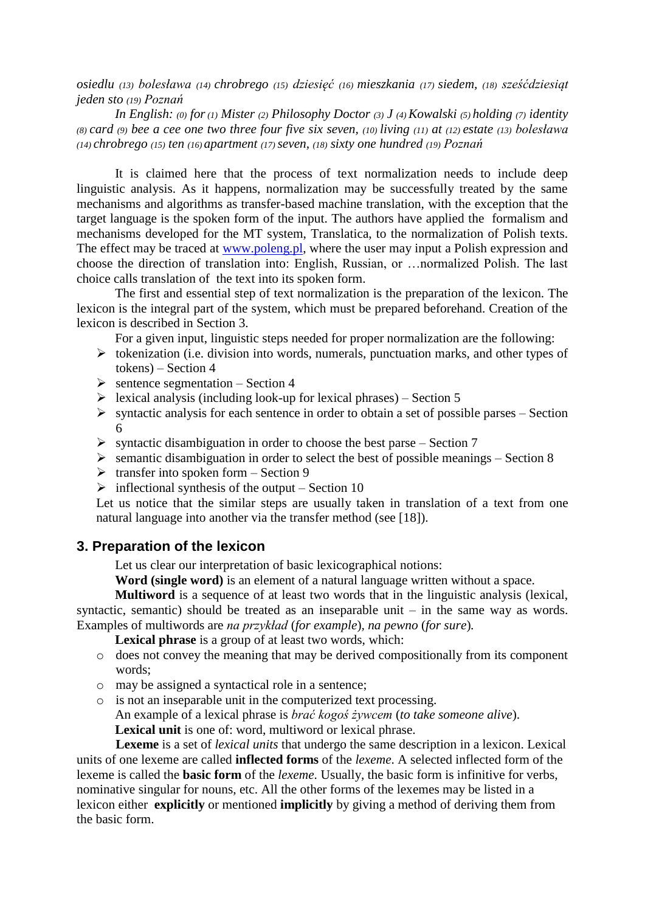*osiedlu (13) bolesława (14) chrobrego (15) dziesięć (16) mieszkania (17) siedem, (18) sześćdziesiąt jeden sto (19) Poznań*

*In English: (0) for (1) Mister (2) Philosophy Doctor (3) J (4) Kowalski (5) holding (7) identity (8) card (9) bee a cee one two three four five six seven, (10) living (11) at (12) estate (13) bolesława (14) chrobrego (15) ten (16) apartment (17) seven, (18) sixty one hundred (19) Poznań*

It is claimed here that the process of text normalization needs to include deep linguistic analysis. As it happens, normalization may be successfully treated by the same mechanisms and algorithms as transfer-based machine translation, with the exception that the target language is the spoken form of the input. The authors have applied the formalism and mechanisms developed for the MT system, Translatica, to the normalization of Polish texts. The effect may be traced at www.poleng.pl, where the user may input a Polish expression and choose the direction of translation into: English, Russian, or …normalized Polish. The last choice calls translation of the text into its spoken form.

The first and essential step of text normalization is the preparation of the lexicon. The lexicon is the integral part of the system, which must be prepared beforehand. Creation of the lexicon is described in Section 3.

For a given input, linguistic steps needed for proper normalization are the following:

- tokenization (i.e. division into words, numerals, punctuation marks, and other types of tokens) – Section 4
- sentence segmentation – Section 4
- lexical analysis (including look-up for lexical phrases) – Section 5
- syntactic analysis for each sentence in order to obtain a set of possible parses – Section 6
- syntactic disambiguation in order to choose the best parse – Section 7
- semantic disambiguation in order to select the best of possible meanings – Section 8
- transfer into spoken form – Section 9
- inflectional synthesis of the output – Section 10

Let us notice that the similar steps are usually taken in translation of a text from one natural language into another via the transfer method (see [18]).

## 3. Preparation of the lexicon

Let us clear our interpretation of basic lexicographical notions:

**Word (single word)** is an element of a natural language written without a space.

**Multiword** is a sequence of at least two words that in the linguistic analysis (lexical, syntactic, semantic) should be treated as an inseparable unit – in the same way as words. Examples of multiwords are *na przykład* (*for example*), *na pewno* (*for sure*).

**Lexical phrase** is a group of at least two words, which:

- does not convey the meaning that may be derived compositionally from its component words;
- may be assigned a syntactical role in a sentence;
- is not an inseparable unit in the computerized text processing.

An example of a lexical phrase is *brać kogoś żywcem* (*to take someone alive*).

**Lexical unit** is one of: word, multiword or lexical phrase.

**Lexeme** is a set of *lexical units* that undergo the same description in a lexicon. Lexical units of one lexeme are called **inflected forms** of the *lexeme*. A selected inflected form of the lexeme is called the **basic form** of the *lexeme*. Usually, the basic form is infinitive for verbs, nominative singular for nouns, etc. All the other forms of the lexemes may be listed in a lexicon either **explicitly** or mentioned **implicitly** by giving a method of deriving them from the basic form.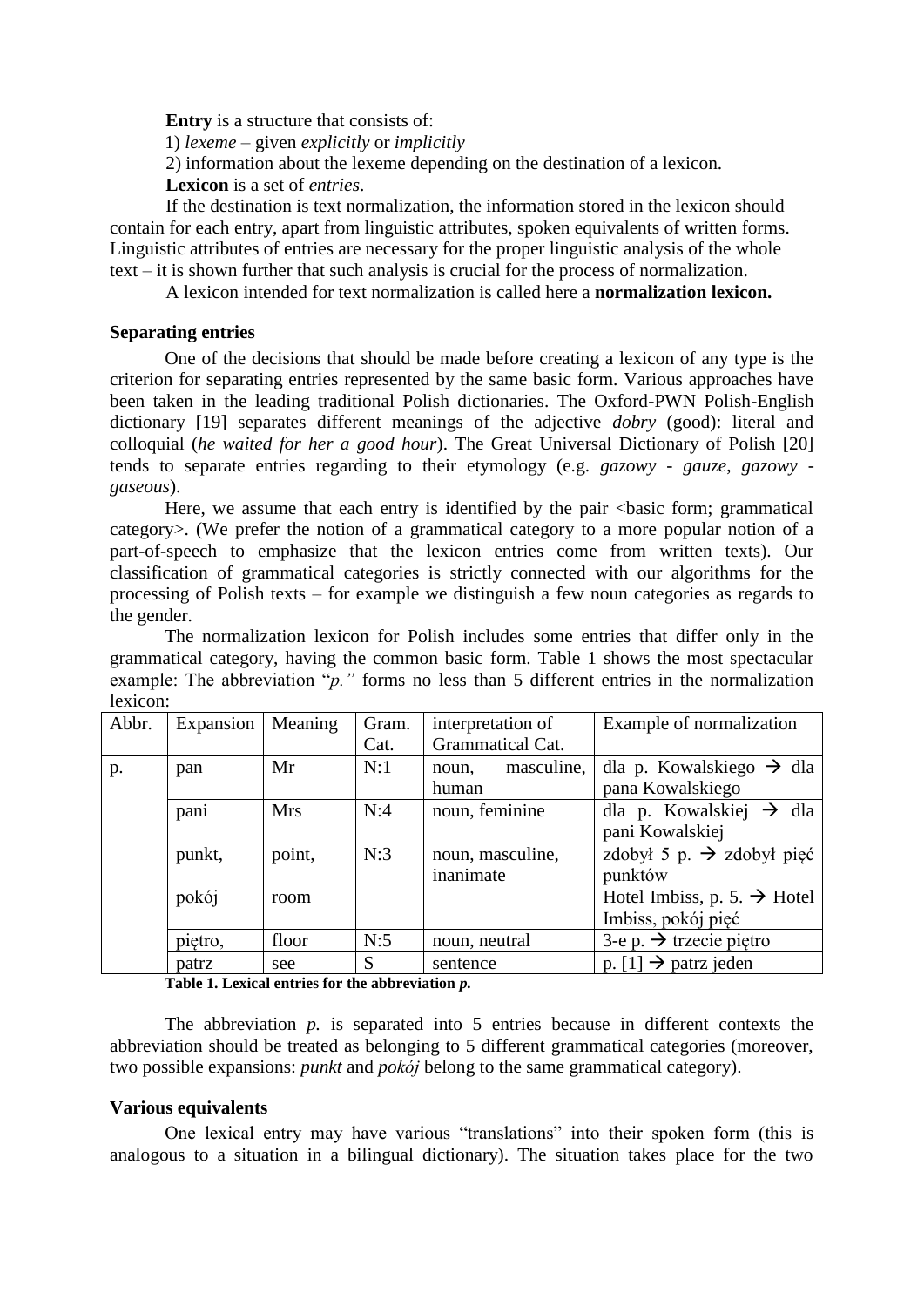**Entry** is a structure that consists of:

1) *lexeme* – given *explicitly* or *implicitly*

2) information about the lexeme depending on the destination of a lexicon.

**Lexicon** is a set of *entries*.

If the destination is text normalization, the information stored in the lexicon should contain for each entry, apart from linguistic attributes, spoken equivalents of written forms. Linguistic attributes of entries are necessary for the proper linguistic analysis of the whole text – it is shown further that such analysis is crucial for the process of normalization.

A lexicon intended for text normalization is called here a **normalization lexicon.**

### Separating entries

One of the decisions that should be made before creating a lexicon of any type is the criterion for separating entries represented by the same basic form. Various approaches have been taken in the leading traditional Polish dictionaries. The Oxford-PWN Polish-English dictionary [19] separates different meanings of the adjective *dobry* (good): literal and colloquial (*he waited for her a good hour*). The Great Universal Dictionary of Polish [20] tends to separate entries regarding to their etymology (e.g. *gazowy* - *gauze*, *gazowy* - *gaseous*).

Here, we assume that each entry is identified by the pair <basic form; grammatical category>. (We prefer the notion of a grammatical category to a more popular notion of a part-of-speech to emphasize that the lexicon entries come from written texts). Our classification of grammatical categories is strictly connected with our algorithms for the processing of Polish texts – for example we distinguish a few noun categories as regards to the gender.

The normalization lexicon for Polish includes some entries that differ only in the grammatical category, having the common basic form. Table 1 shows the most spectacular example: The abbreviation "*p."* forms no less than 5 different entries in the normalization lexicon:

| Abbr. | Expansion | Meaning | Gram. Cat. | interpretation of Grammatical Cat. | Example of normalization |
|---|---|---|---|---|---|
| p. | pan | Mr | N:1 | noun, masculine, human | dla p. Kowalskiego → dla pana Kowalskiego |
| | pani | Mrs | N:4 | noun, feminine | dla p. Kowalskiej → dla pani Kowalskiej |
| | punkt,<br>pokój | point,<br>room | N:3 | noun, masculine, inanimate | zdobył 5 p. → zdobył pięć punktów<br>Hotel Imbiss, p. 5. → Hotel Imbiss, pokój pięć |
| | piętro, | floor | N:5 | noun, neutral | 3-e p. → trzecie piętro |
| | patrz | see | S | sentence | p. [1] → patrz jeden |

**Table 1. Lexical entries for the abbreviation *p.***

The abbreviation *p.* is separated into 5 entries because in different contexts the abbreviation should be treated as belonging to 5 different grammatical categories (moreover, two possible expansions: *punkt* and *pokój* belong to the same grammatical category).

### Various equivalents

One lexical entry may have various "translations" into their spoken form (this is analogous to a situation in a bilingual dictionary). The situation takes place for the two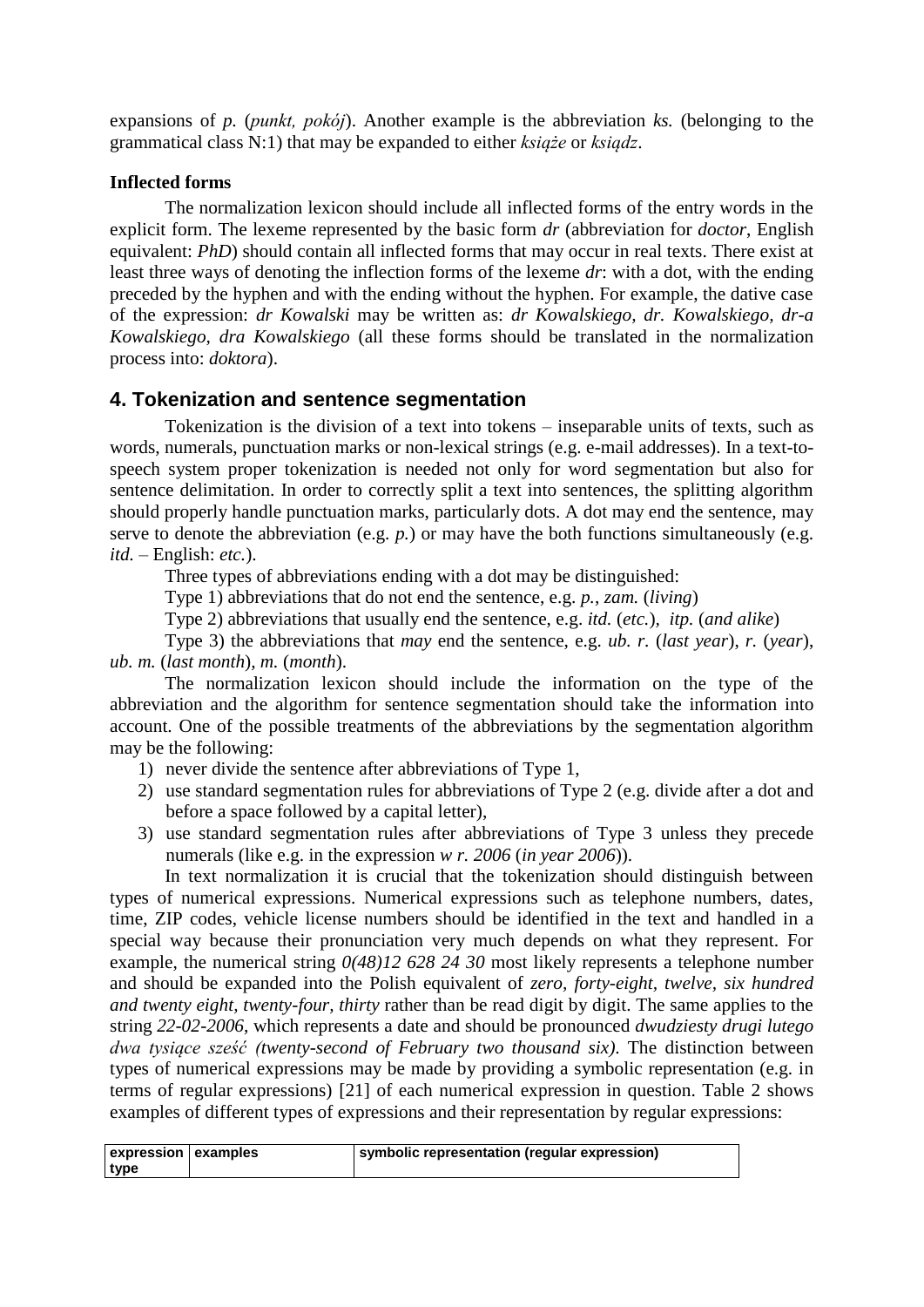expansions of *p.* (*punkt, pokój*). Another example is the abbreviation *ks.* (belonging to the grammatical class N:1) that may be expanded to either *książe* or *ksiądz*.

**Inflected forms**

The normalization lexicon should include all inflected forms of the entry words in the explicit form. The lexeme represented by the basic form *dr* (abbreviation for *doctor*, English equivalent: *PhD*) should contain all inflected forms that may occur in real texts. There exist at least three ways of denoting the inflection forms of the lexeme *dr*: with a dot, with the ending preceded by the hyphen and with the ending without the hyphen. For example, the dative case of the expression: *dr Kowalski* may be written as: *dr Kowalskiego, dr. Kowalskiego, dr-a Kowalskiego, dra Kowalskiego* (all these forms should be translated in the normalization process into: *doktora*).

## 4. Tokenization and sentence segmentation

Tokenization is the division of a text into tokens – inseparable units of texts, such as words, numerals, punctuation marks or non-lexical strings (e.g. e-mail addresses). In a text-to-speech system proper tokenization is needed not only for word segmentation but also for sentence delimitation. In order to correctly split a text into sentences, the splitting algorithm should properly handle punctuation marks, particularly dots. A dot may end the sentence, may serve to denote the abbreviation (e.g. *p.*) or may have the both functions simultaneously (e.g. *itd.* – English: *etc.*).

Three types of abbreviations ending with a dot may be distinguished:

Type 1) abbreviations that do not end the sentence, e.g. *p.*, *zam.* (*living*)

Type 2) abbreviations that usually end the sentence, e.g. *itd.* (*etc.*), *itp.* (*and alike*)

Type 3) the abbreviations that *may* end the sentence, e.g. *ub. r.* (*last year*), *r.* (*year*), *ub. m.* (*last month*), *m.* (*month*).

The normalization lexicon should include the information on the type of the abbreviation and the algorithm for sentence segmentation should take the information into account. One of the possible treatments of the abbreviations by the segmentation algorithm may be the following:

1) never divide the sentence after abbreviations of Type 1,
2) use standard segmentation rules for abbreviations of Type 2 (e.g. divide after a dot and before a space followed by a capital letter),
3) use standard segmentation rules after abbreviations of Type 3 unless they precede numerals (like e.g. in the expression *w r. 2006* (*in year 2006*)).

In text normalization it is crucial that the tokenization should distinguish between types of numerical expressions. Numerical expressions such as telephone numbers, dates, time, ZIP codes, vehicle license numbers should be identified in the text and handled in a special way because their pronunciation very much depends on what they represent. For example, the numerical string *0(48)12 628 24 30* most likely represents a telephone number and should be expanded into the Polish equivalent of *zero, forty-eight, twelve, six hundred and twenty eight, twenty-four, thirty* rather than be read digit by digit. The same applies to the string *22-02-2006*, which represents a date and should be pronounced *dwudziesty drugi lutego dwa tysiące sześć (twenty-second of February two thousand six)*. The distinction between types of numerical expressions may be made by providing a symbolic representation (e.g. in terms of regular expressions) [21] of each numerical expression in question. Table 2 shows examples of different types of expressions and their representation by regular expressions:

| expression type | examples | symbolic representation (regular expression) |
|---|---|---|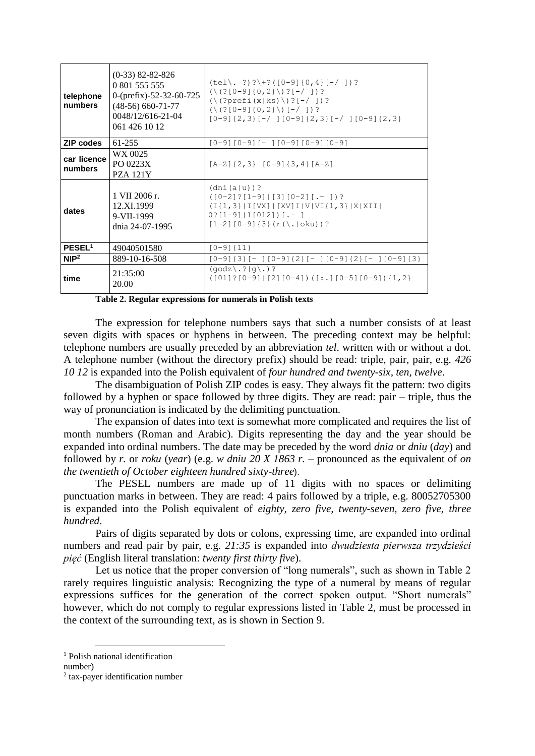| | | |
|---|---|---|
| **telephone numbers** | (0-33) 82-82-826<br>0 801 555 555<br>0-(prefix)-52-32-60-725<br>(48-56) 660-71-77<br>0048/12/616-21-04<br>061 426 10 12 | `(tel\. ?)?\+?([0-9]{0,4}[-/ ])?`<br>`(\(?[0-9]{0,2}\)?[-/ ])?`<br>`(\(?prefi(x\|ks)\)?[-/ ])?`<br>`(\(?[0-9]{0,2}\)[-/ ])?`<br>`[0-9]{2,3}[-/ ][0-9]{2,3}[-/ ][0-9]{2,3}` |
| **ZIP codes** | 61-255 | `[0-9][0-9][- ][0-9][0-9][0-9]` |
| **car licence numbers** | WX 0025<br>PO 0223X<br>PZA 121Y | `[A-Z]{2,3} [0-9]{3,4}[A-Z]` |
| **dates** | 1 VII 2006 r.<br>12.XI.1999<br>9-VII-1999<br>dnia 24-07-1995 | `(dni(a\|u))?`<br>`([0-2]?[1-9]\|[3][0-2][.- ])?`<br>`(I{1,3}\|I[VX]\|[XV]I\|V\|VI{1,3}\|X\|XII\|`<br>`0?[1-9]\|1[012])[.- ]`<br>`[1-2][0-9]{3}(r(\.\|oku))?` |
| **PESEL**[1] | 49040501580 | `[0-9]{11}` |
| **NIP**[2] | 889-10-16-508 | `[0-9]{3}[- ][0-9]{2}[- ][0-9]{2}[- ][0-9]{3}` |
| **time** | 21:35:00<br>20.00 | `(godz\.?\|g\.)?`<br>`([01]?[0-9]\|[2][0-4])([:.][0-5][0-9]){1,2}` |

**Table 2. Regular expressions for numerals in Polish texts**

The expression for telephone numbers says that such a number consists of at least seven digits with spaces or hyphens in between. The preceding context may be helpful: telephone numbers are usually preceded by an abbreviation *tel*. written with or without a dot. A telephone number (without the directory prefix) should be read: triple, pair, pair, e.g. *426 10 12* is expanded into the Polish equivalent of *four hundred and twenty-six, ten, twelve*.

The disambiguation of Polish ZIP codes is easy. They always fit the pattern: two digits followed by a hyphen or space followed by three digits. They are read: pair – triple, thus the way of pronunciation is indicated by the delimiting punctuation.

The expansion of dates into text is somewhat more complicated and requires the list of month numbers (Roman and Arabic). Digits representing the day and the year should be expanded into ordinal numbers. The date may be preceded by the word *dnia* or *dniu* (*day*) and followed by *r.* or *roku* (*year*) (e.g. *w dniu 20 X 1863 r.* – pronounced as the equivalent of *on the twentieth of October eighteen hundred sixty-three*).

The PESEL numbers are made up of 11 digits with no spaces or delimiting punctuation marks in between. They are read: 4 pairs followed by a triple, e.g. 80052705300 is expanded into the Polish equivalent of *eighty, zero five, twenty-seven, zero five, three hundred*.

Pairs of digits separated by dots or colons, expressing time, are expanded into ordinal numbers and read pair by pair, e.g. *21:35* is expanded into *dwudziesta pierwsza trzydzieści pięć* (English literal translation: *twenty first thirty five*).

Let us notice that the proper conversion of "long numerals", such as shown in Table 2 rarely requires linguistic analysis: Recognizing the type of a numeral by means of regular expressions suffices for the generation of the correct spoken output. "Short numerals" however, which do not comply to regular expressions listed in Table 2, must be processed in the context of the surrounding text, as is shown in Section 9.

[1] Polish national identification number)

[2] tax-payer identification number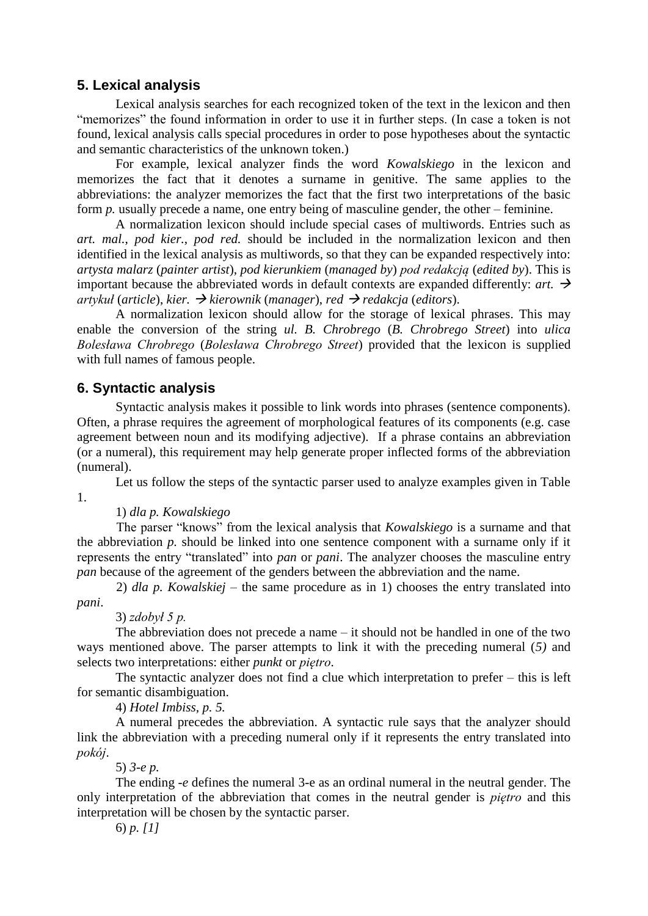## 5. Lexical analysis

Lexical analysis searches for each recognized token of the text in the lexicon and then "memorizes" the found information in order to use it in further steps. (In case a token is not found, lexical analysis calls special procedures in order to pose hypotheses about the syntactic and semantic characteristics of the unknown token.)

For example, lexical analyzer finds the word *Kowalskiego* in the lexicon and memorizes the fact that it denotes a surname in genitive. The same applies to the abbreviations: the analyzer memorizes the fact that the first two interpretations of the basic form *p.* usually precede a name, one entry being of masculine gender, the other – feminine.

A normalization lexicon should include special cases of multiwords. Entries such as *art. mal.*, *pod kier.*, *pod red.* should be included in the normalization lexicon and then identified in the lexical analysis as multiwords, so that they can be expanded respectively into: *artysta malarz* (*painter artist*), *pod kierunkiem* (*managed by*) *pod redakcją* (*edited by*). This is important because the abbreviated words in default contexts are expanded differently: *art.* → *artykuł* (*article*), *kier.* → *kierownik* (*manager*), *red* → *redakcja* (*editors*).

A normalization lexicon should allow for the storage of lexical phrases. This may enable the conversion of the string *ul. B. Chrobrego* (*B. Chrobrego Street*) into *ulica Bolesława Chrobrego* (*Bolesława Chrobrego Street*) provided that the lexicon is supplied with full names of famous people.

## 6. Syntactic analysis

Syntactic analysis makes it possible to link words into phrases (sentence components). Often, a phrase requires the agreement of morphological features of its components (e.g. case agreement between noun and its modifying adjective). If a phrase contains an abbreviation (or a numeral), this requirement may help generate proper inflected forms of the abbreviation (numeral).

Let us follow the steps of the syntactic parser used to analyze examples given in Table 1.

1) *dla p. Kowalskiego*

The parser "knows" from the lexical analysis that *Kowalskiego* is a surname and that the abbreviation *p.* should be linked into one sentence component with a surname only if it represents the entry "translated" into *pan* or *pani*. The analyzer chooses the masculine entry *pan* because of the agreement of the genders between the abbreviation and the name.

2) *dla p. Kowalskiej* – the same procedure as in 1) chooses the entry translated into *pani*.

3) *zdobył 5 p.*

The abbreviation does not precede a name – it should not be handled in one of the two ways mentioned above. The parser attempts to link it with the preceding numeral (*5)* and selects two interpretations: either *punkt* or *piętro*.

The syntactic analyzer does not find a clue which interpretation to prefer – this is left for semantic disambiguation.

4) *Hotel Imbiss, p. 5.*

A numeral precedes the abbreviation. A syntactic rule says that the analyzer should link the abbreviation with a preceding numeral only if it represents the entry translated into *pokój*.

5) *3-e p.*

The ending *-e* defines the numeral 3-e as an ordinal numeral in the neutral gender. The only interpretation of the abbreviation that comes in the neutral gender is *piętro* and this interpretation will be chosen by the syntactic parser.

6) *p. [1]*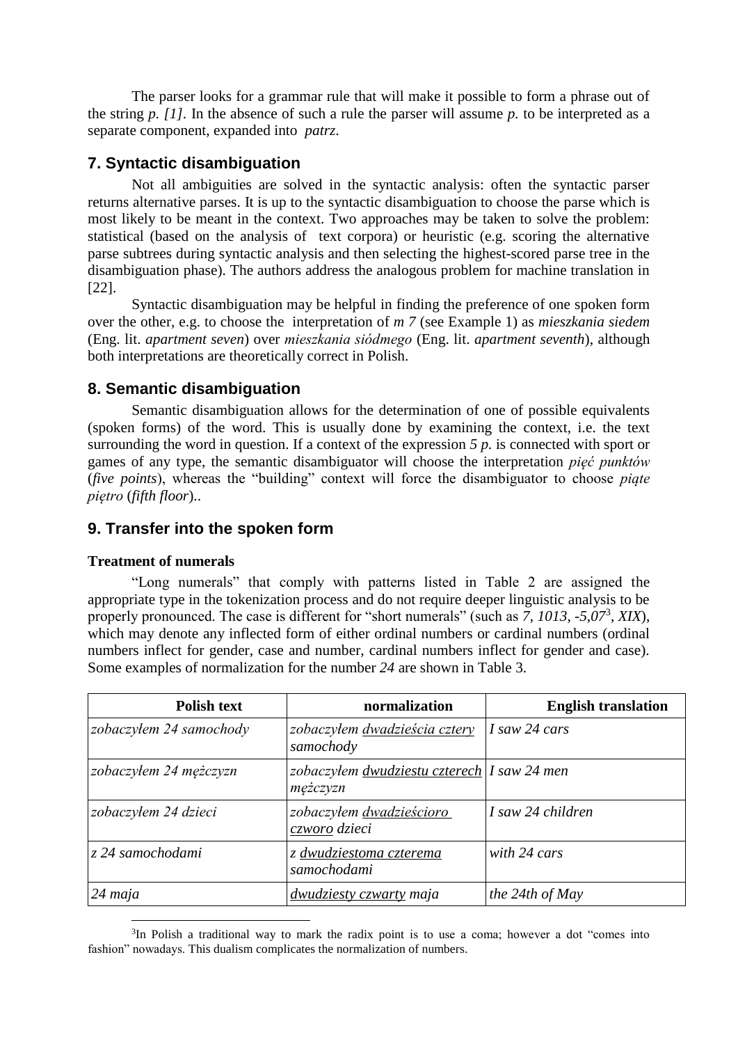The parser looks for a grammar rule that will make it possible to form a phrase out of the string *p. [1]*. In the absence of such a rule the parser will assume *p.* to be interpreted as a separate component, expanded into *patrz*.

## 7. Syntactic disambiguation

Not all ambiguities are solved in the syntactic analysis: often the syntactic parser returns alternative parses. It is up to the syntactic disambiguation to choose the parse which is most likely to be meant in the context. Two approaches may be taken to solve the problem: statistical (based on the analysis of text corpora) or heuristic (e.g. scoring the alternative parse subtrees during syntactic analysis and then selecting the highest-scored parse tree in the disambiguation phase). The authors address the analogous problem for machine translation in [22].

Syntactic disambiguation may be helpful in finding the preference of one spoken form over the other, e.g. to choose the interpretation of *m 7* (see Example 1) as *mieszkania siedem* (Eng. lit. *apartment seven*) over *mieszkania siódmego* (Eng. lit. *apartment seventh*), although both interpretations are theoretically correct in Polish.

## 8. Semantic disambiguation

Semantic disambiguation allows for the determination of one of possible equivalents (spoken forms) of the word. This is usually done by examining the context, i.e. the text surrounding the word in question. If a context of the expression *5 p.* is connected with sport or games of any type, the semantic disambiguator will choose the interpretation *pięć punktów* (*five points*), whereas the "building" context will force the disambiguator to choose *piąte piętro* (*fifth floor*)..

## 9. Transfer into the spoken form

**Treatment of numerals**

"Long numerals" that comply with patterns listed in Table 2 are assigned the appropriate type in the tokenization process and do not require deeper linguistic analysis to be properly pronounced. The case is different for "short numerals" (such as *7*, *1013*, *-5,07*[3], *XIX*), which may denote any inflected form of either ordinal numbers or cardinal numbers (ordinal numbers inflect for gender, case and number, cardinal numbers inflect for gender and case). Some examples of normalization for the number *24* are shown in Table 3.

| Polish text | normalization | English translation |
|---|---|---|
| *zobaczyłem 24 samochody* | *zobaczyłem <u>dwadzieścia cztery</u> samochody* | *I saw 24 cars* |
| *zobaczyłem 24 mężczyzn* | *zobaczyłem <u>dwudziestu czterech</u> mężczyzn* | *I saw 24 men* |
| *zobaczyłem 24 dzieci* | *zobaczyłem <u>dwadzieścioro czworo</u> dzieci* | *I saw 24 children* |
| *z 24 samochodami* | *z <u>dwudziestoma czterema</u> samochodami* | *with 24 cars* |
| *24 maja* | *<u>dwudziesty czwarty</u> maja* | *the 24th of May* |

[3] In Polish a traditional way to mark the radix point is to use a coma; however a dot "comes into fashion" nowadays. This dualism complicates the normalization of numbers.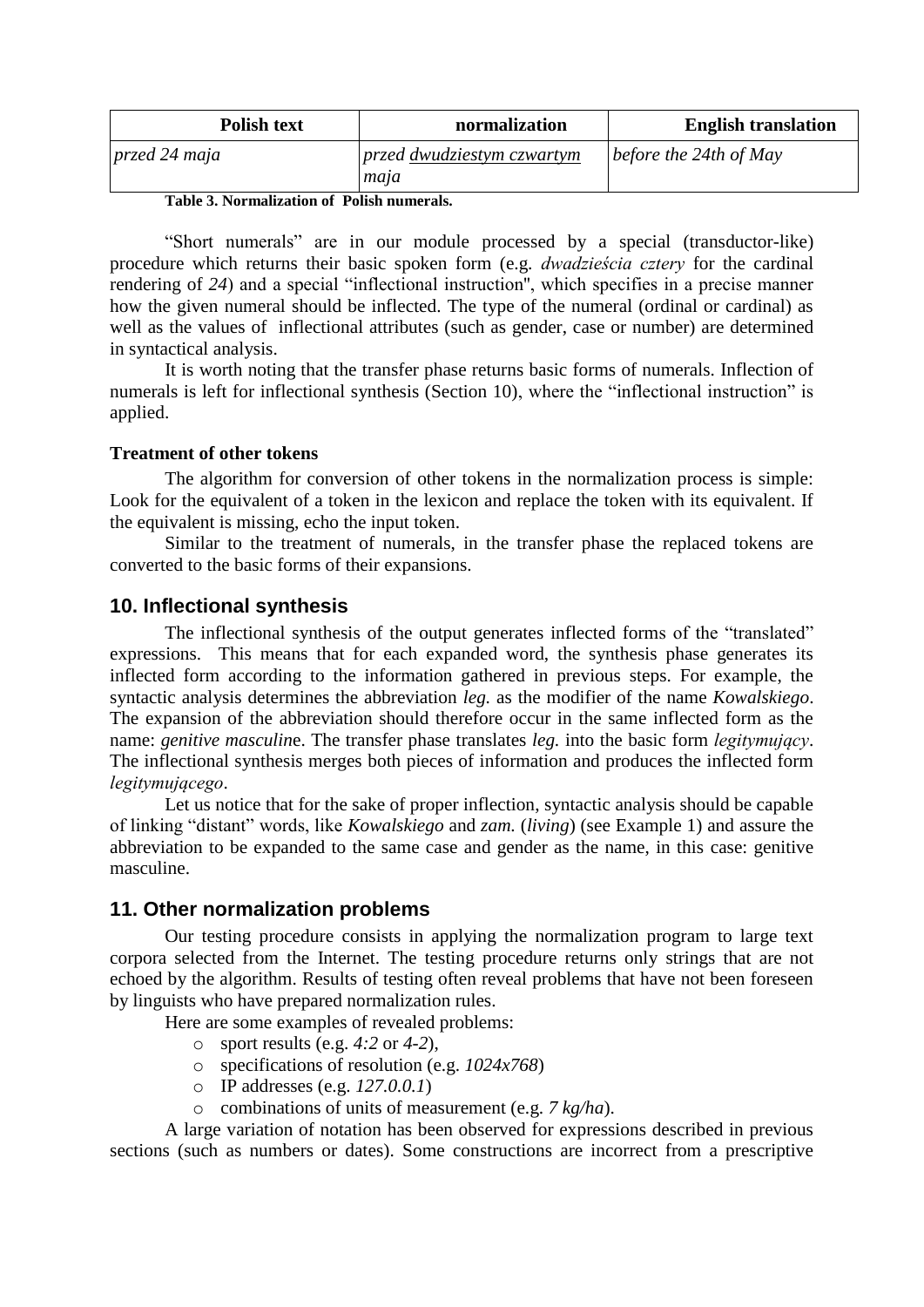| Polish text | normalization | English translation |
|---|---|---|
| *przed 24 maja* | *przed <u>dwudziestym czwartym</u> maja* | *before the 24th of May* |

**Table 3. Normalization of Polish numerals.**

"Short numerals" are in our module processed by a special (transductor-like) procedure which returns their basic spoken form (e.g. *dwadzieścia cztery* for the cardinal rendering of *24*) and a special "inflectional instruction", which specifies in a precise manner how the given numeral should be inflected. The type of the numeral (ordinal or cardinal) as well as the values of inflectional attributes (such as gender, case or number) are determined in syntactical analysis.

It is worth noting that the transfer phase returns basic forms of numerals. Inflection of numerals is left for inflectional synthesis (Section 10), where the "inflectional instruction" is applied.

**Treatment of other tokens**

The algorithm for conversion of other tokens in the normalization process is simple: Look for the equivalent of a token in the lexicon and replace the token with its equivalent. If the equivalent is missing, echo the input token.

Similar to the treatment of numerals, in the transfer phase the replaced tokens are converted to the basic forms of their expansions.

## 10. Inflectional synthesis

The inflectional synthesis of the output generates inflected forms of the "translated" expressions. This means that for each expanded word, the synthesis phase generates its inflected form according to the information gathered in previous steps. For example, the syntactic analysis determines the abbreviation *leg.* as the modifier of the name *Kowalskiego*. The expansion of the abbreviation should therefore occur in the same inflected form as the name: *genitive masculin*e. The transfer phase translates *leg.* into the basic form *legitymujący*. The inflectional synthesis merges both pieces of information and produces the inflected form *legitymującego*.

Let us notice that for the sake of proper inflection, syntactic analysis should be capable of linking "distant" words, like *Kowalskiego* and *zam.* (*living*) (see Example 1) and assure the abbreviation to be expanded to the same case and gender as the name, in this case: genitive masculine.

## 11. Other normalization problems

Our testing procedure consists in applying the normalization program to large text corpora selected from the Internet. The testing procedure returns only strings that are not echoed by the algorithm. Results of testing often reveal problems that have not been foreseen by linguists who have prepared normalization rules.

Here are some examples of revealed problems:

- sport results (e.g. *4:2* or *4-2*),
- specifications of resolution (e.g. *1024x768*)
- IP addresses (e.g. *127.0.0.1*)
- combinations of units of measurement (e.g. *7 kg/ha*).

A large variation of notation has been observed for expressions described in previous sections (such as numbers or dates). Some constructions are incorrect from a prescriptive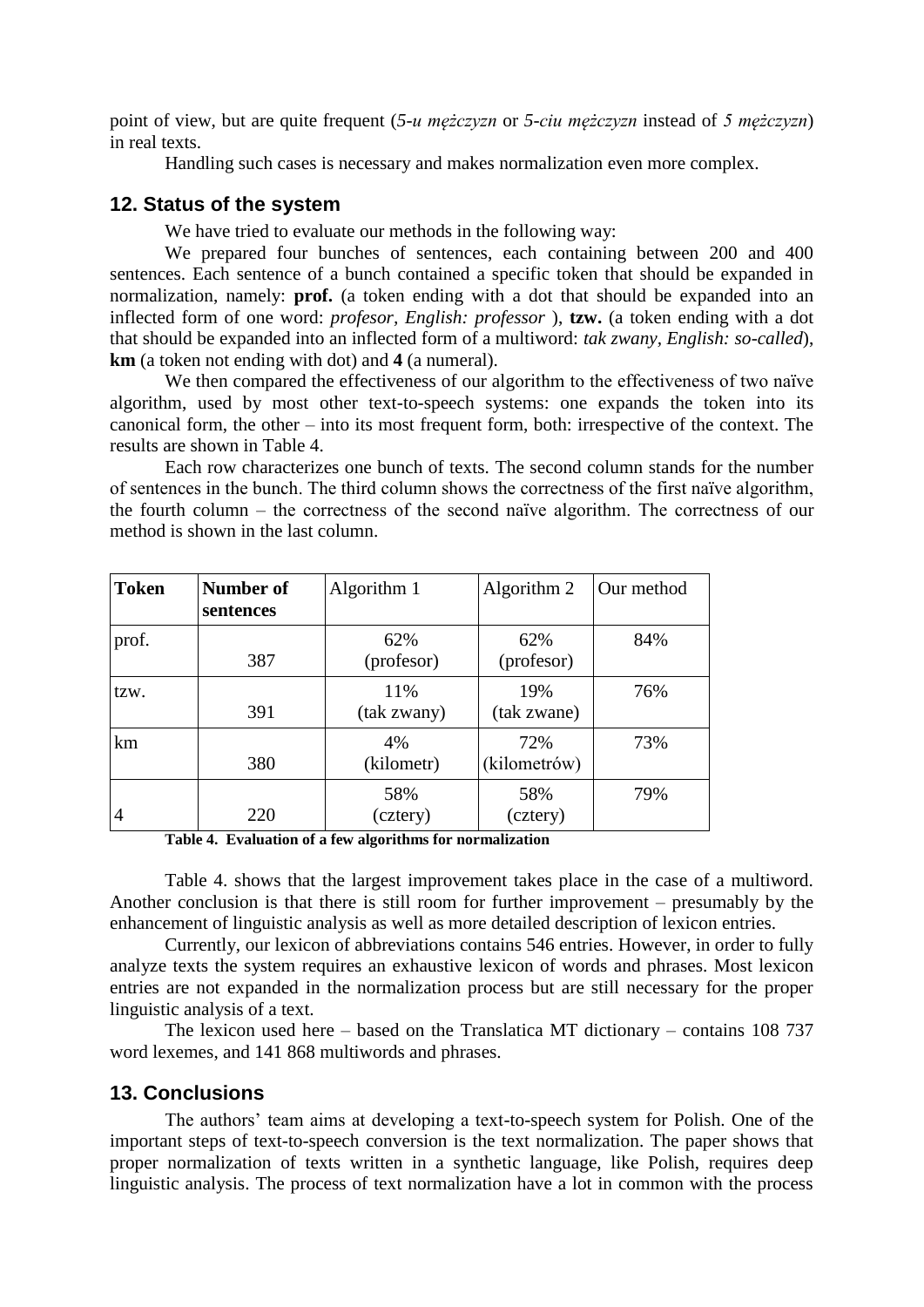point of view, but are quite frequent (*5-u mężczyzn* or *5-ciu mężczyzn* instead of *5 mężczyzn*) in real texts.

Handling such cases is necessary and makes normalization even more complex.

## 12. Status of the system

We have tried to evaluate our methods in the following way:

We prepared four bunches of sentences, each containing between 200 and 400 sentences. Each sentence of a bunch contained a specific token that should be expanded in normalization, namely: **prof.** (a token ending with a dot that should be expanded into an inflected form of one word: *profesor, English: professor* ), **tzw.** (a token ending with a dot that should be expanded into an inflected form of a multiword: *tak zwany, English: so-called*), **km** (a token not ending with dot) and **4** (a numeral).

We then compared the effectiveness of our algorithm to the effectiveness of two naïve algorithm, used by most other text-to-speech systems: one expands the token into its canonical form, the other – into its most frequent form, both: irrespective of the context. The results are shown in Table 4.

Each row characterizes one bunch of texts. The second column stands for the number of sentences in the bunch. The third column shows the correctness of the first naïve algorithm, the fourth column – the correctness of the second naïve algorithm. The correctness of our method is shown in the last column.

| **Token** | **Number of sentences** | Algorithm 1 | Algorithm 2 | Our method |
|---|---|---|---|---|
| prof. | 387 | 62% (profesor) | 62% (profesor) | 84% |
| tzw. | 391 | 11% (tak zwany) | 19% (tak zwane) | 76% |
| km | 380 | 4% (kilometr) | 72% (kilometrów) | 73% |
| 4 | 220 | 58% (cztery) | 58% (cztery) | 79% |

**Table 4. Evaluation of a few algorithms for normalization**

Table 4. shows that the largest improvement takes place in the case of a multiword. Another conclusion is that there is still room for further improvement – presumably by the enhancement of linguistic analysis as well as more detailed description of lexicon entries.

Currently, our lexicon of abbreviations contains 546 entries. However, in order to fully analyze texts the system requires an exhaustive lexicon of words and phrases. Most lexicon entries are not expanded in the normalization process but are still necessary for the proper linguistic analysis of a text.

The lexicon used here – based on the Translatica MT dictionary – contains 108 737 word lexemes, and 141 868 multiwords and phrases.

## 13. Conclusions

The authors' team aims at developing a text-to-speech system for Polish. One of the important steps of text-to-speech conversion is the text normalization. The paper shows that proper normalization of texts written in a synthetic language, like Polish, requires deep linguistic analysis. The process of text normalization have a lot in common with the process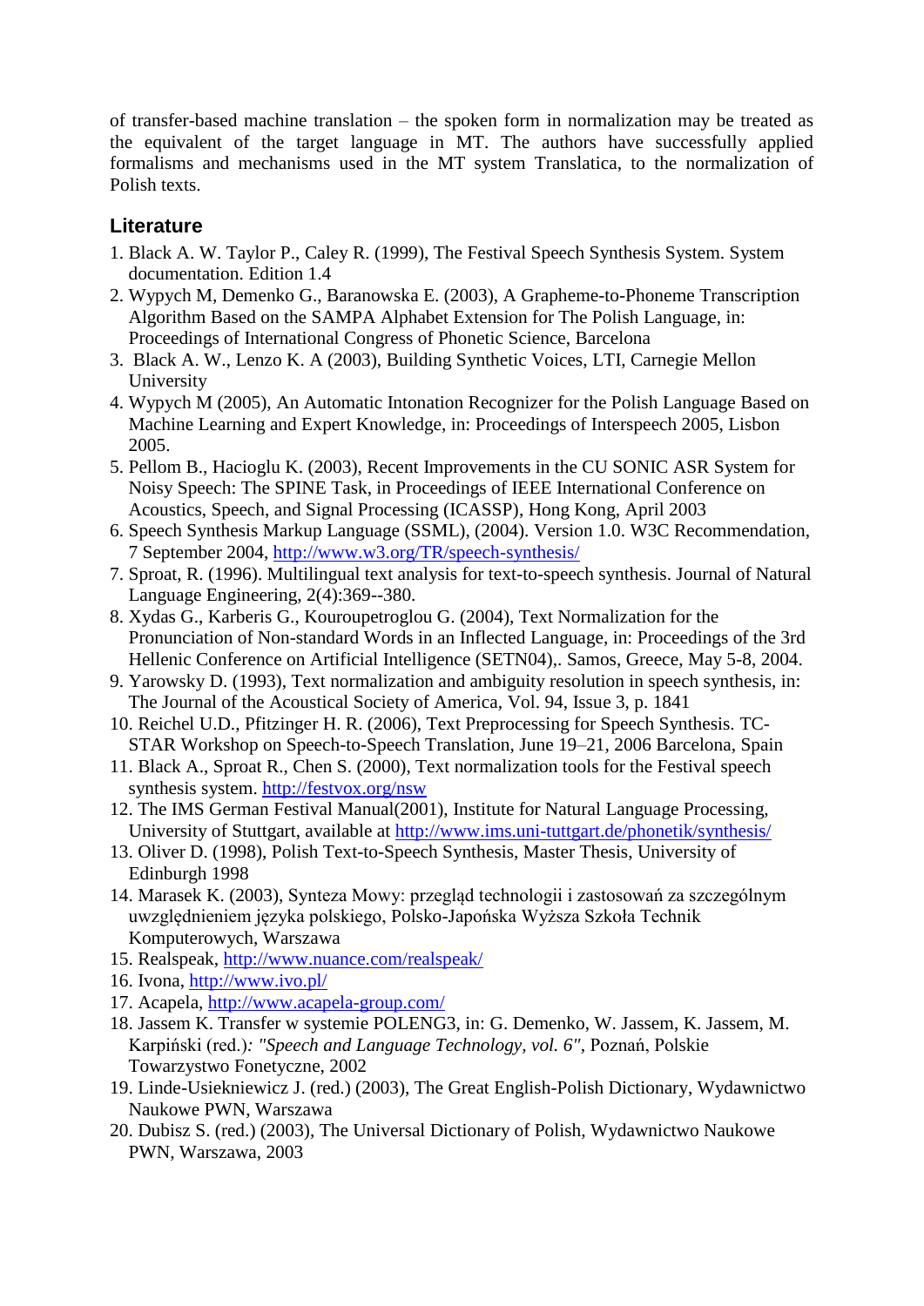of transfer-based machine translation – the spoken form in normalization may be treated as the equivalent of the target language in MT. The authors have successfully applied formalisms and mechanisms used in the MT system Translatica, to the normalization of Polish texts.

## Literature

1. Black A. W. Taylor P., Caley R. (1999), The Festival Speech Synthesis System. System documentation. Edition 1.4
2. Wypych M, Demenko G., Baranowska E. (2003), A Grapheme-to-Phoneme Transcription Algorithm Based on the SAMPA Alphabet Extension for The Polish Language, in: Proceedings of International Congress of Phonetic Science, Barcelona
3. Black A. W., Lenzo K. A (2003), Building Synthetic Voices, LTI, Carnegie Mellon University
4. Wypych M (2005), An Automatic Intonation Recognizer for the Polish Language Based on Machine Learning and Expert Knowledge, in: Proceedings of Interspeech 2005, Lisbon 2005.
5. Pellom B., Hacioglu K. (2003), Recent Improvements in the CU SONIC ASR System for Noisy Speech: The SPINE Task, in Proceedings of IEEE International Conference on Acoustics, Speech, and Signal Processing (ICASSP), Hong Kong, April 2003
6. Speech Synthesis Markup Language (SSML), (2004). Version 1.0. W3C Recommendation, 7 September 2004, http://www.w3.org/TR/speech-synthesis/
7. Sproat, R. (1996). Multilingual text analysis for text-to-speech synthesis. Journal of Natural Language Engineering, 2(4):369--380.
8. Xydas G., Karberis G., Kouroupetroglou G. (2004), Text Normalization for the Pronunciation of Non-standard Words in an Inflected Language, in: Proceedings of the 3rd Hellenic Conference on Artificial Intelligence (SETN04),. Samos, Greece, May 5-8, 2004.
9. Yarowsky D. (1993), Text normalization and ambiguity resolution in speech synthesis, in: The Journal of the Acoustical Society of America, Vol. 94, Issue 3, p. 1841
10. Reichel U.D., Pfitzinger H. R. (2006), Text Preprocessing for Speech Synthesis. TC-STAR Workshop on Speech-to-Speech Translation, June 19–21, 2006 Barcelona, Spain
11. Black A., Sproat R., Chen S. (2000), Text normalization tools for the Festival speech synthesis system. http://festvox.org/nsw
12. The IMS German Festival Manual(2001), Institute for Natural Language Processing, University of Stuttgart, available at http://www.ims.uni-tuttgart.de/phonetik/synthesis/
13. Oliver D. (1998), Polish Text-to-Speech Synthesis, Master Thesis, University of Edinburgh 1998
14. Marasek K. (2003), Synteza Mowy: przegląd technologii i zastosowań za szczególnym uwzględnieniem języka polskiego, Polsko-Japońska Wyższa Szkoła Technik Komputerowych, Warszawa
15. Realspeak, http://www.nuance.com/realspeak/
16. Ivona, http://www.ivo.pl/
17. Acapela, http://www.acapela-group.com/
18. Jassem K. Transfer w systemie POLENG3, in: G. Demenko, W. Jassem, K. Jassem, M. Karpiński (red.)*: "Speech and Language Technology, vol. 6"*, Poznań, Polskie Towarzystwo Fonetyczne, 2002
19. Linde-Usiekniewicz J. (red.) (2003), The Great English-Polish Dictionary, Wydawnictwo Naukowe PWN, Warszawa
20. Dubisz S. (red.) (2003), The Universal Dictionary of Polish, Wydawnictwo Naukowe PWN, Warszawa, 2003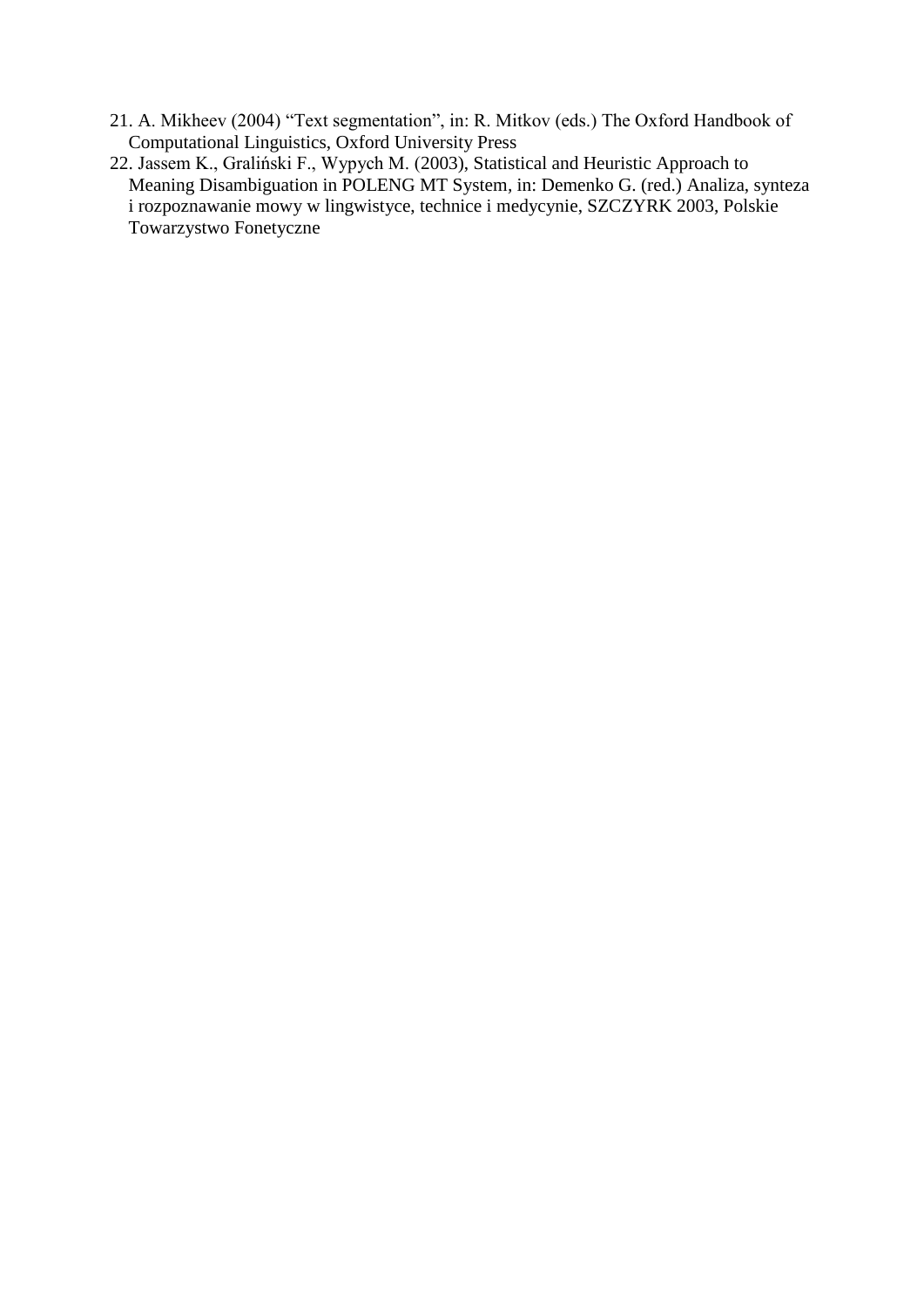21. A. Mikheev (2004) “Text segmentation”, in: R. Mitkov (eds.) The Oxford Handbook of Computational Linguistics, Oxford University Press
22. Jassem K., Graliński F., Wypych M. (2003), Statistical and Heuristic Approach to Meaning Disambiguation in POLENG MT System, in: Demenko G. (red.) Analiza, synteza i rozpoznawanie mowy w lingwistyce, technice i medycynie, SZCZYRK 2003, Polskie Towarzystwo Fonetyczne